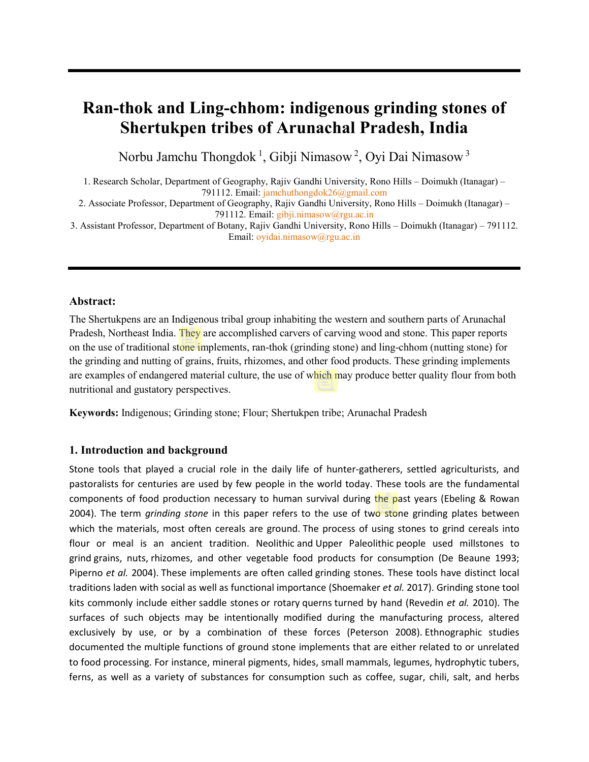# Ran-thok and Ling-chhom: indigenous grinding stones of Shertukpen tribes of Arunachal Pradesh, India

Norbu Jamchu Thongdok [1], Gibji Nimasow [2], Oyi Dai Nimasow [3]

1. Research Scholar, Department of Geography, Rajiv Gandhi University, Rono Hills – Doimukh (Itanagar) – 791112. Email: jamchuthongdok26@gmail.com
2. Associate Professor, Department of Geography, Rajiv Gandhi University, Rono Hills – Doimukh (Itanagar) – 791112. Email: gibji.nimasow@rgu.ac.in
3. Assistant Professor, Department of Botany, Rajiv Gandhi University, Rono Hills – Doimukh (Itanagar) – 791112. Email: oyidai.nimasow@rgu.ac.in

### Abstract:

The Shertukpens are an Indigenous tribal group inhabiting the western and southern parts of Arunachal Pradesh, Northeast India. They are accomplished carvers of carving wood and stone. This paper reports on the use of traditional stone implements, ran-thok (grinding stone) and ling-chhom (nutting stone) for the grinding and nutting of grains, fruits, rhizomes, and other food products. These grinding implements are examples of endangered material culture, the use of which may produce better quality flour from both nutritional and gustatory perspectives.

**Keywords:** Indigenous; Grinding stone; Flour; Shertukpen tribe; Arunachal Pradesh

## 1. Introduction and background

Stone tools that played a crucial role in the daily life of hunter-gatherers, settled agriculturists, and pastoralists for centuries are used by few people in the world today. These tools are the fundamental components of food production necessary to human survival during the past years (Ebeling & Rowan 2004). The term *grinding stone* in this paper refers to the use of two stone grinding plates between which the materials, most often cereals are ground. The process of using stones to grind cereals into flour or meal is an ancient tradition. Neolithic and Upper Paleolithic people used millstones to grind grains, nuts, rhizomes, and other vegetable food products for consumption (De Beaune 1993; Piperno *et al.* 2004). These implements are often called grinding stones. These tools have distinct local traditions laden with social as well as functional importance (Shoemaker *et al.* 2017). Grinding stone tool kits commonly include either saddle stones or rotary querns turned by hand (Revedin *et al.* 2010). The surfaces of such objects may be intentionally modified during the manufacturing process, altered exclusively by use, or by a combination of these forces (Peterson 2008). Ethnographic studies documented the multiple functions of ground stone implements that are either related to or unrelated to food processing. For instance, mineral pigments, hides, small mammals, legumes, hydrophytic tubers, ferns, as well as a variety of substances for consumption such as coffee, sugar, chili, salt, and herbs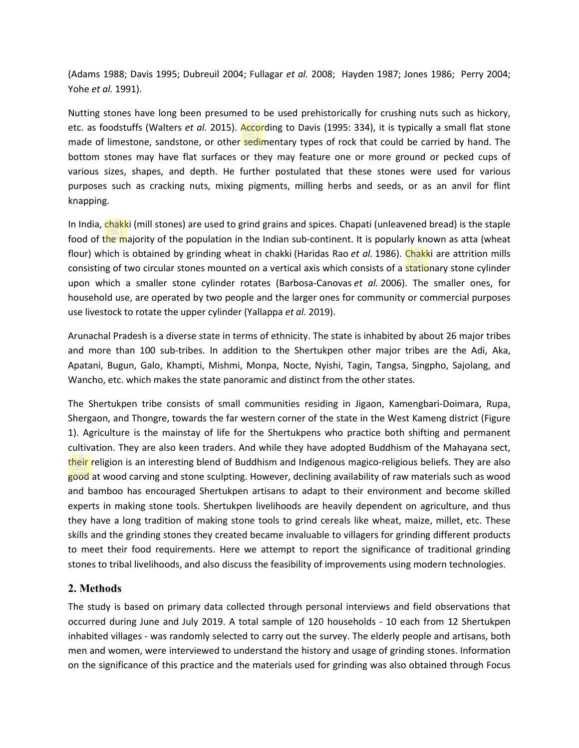(Adams 1988; Davis 1995; Dubreuil 2004; Fullagar *et al.* 2008; Hayden 1987; Jones 1986; Perry 2004; Yohe *et al.* 1991).

Nutting stones have long been presumed to be used prehistorically for crushing nuts such as hickory, etc. as foodstuffs (Walters *et al.* 2015). According to Davis (1995: 334), it is typically a small flat stone made of limestone, sandstone, or other sedimentary types of rock that could be carried by hand. The bottom stones may have flat surfaces or they may feature one or more ground or pecked cups of various sizes, shapes, and depth. He further postulated that these stones were used for various purposes such as cracking nuts, mixing pigments, milling herbs and seeds, or as an anvil for flint knapping.

In India, chakki (mill stones) are used to grind grains and spices. Chapati (unleavened bread) is the staple food of the majority of the population in the Indian sub-continent. It is popularly known as atta (wheat flour) which is obtained by grinding wheat in chakki (Haridas Rao *et al.* 1986). Chakki are attrition mills consisting of two circular stones mounted on a vertical axis which consists of a stationary stone cylinder upon which a smaller stone cylinder rotates (Barbosa-Canovas *et al.* 2006). The smaller ones, for household use, are operated by two people and the larger ones for community or commercial purposes use livestock to rotate the upper cylinder (Yallappa *et al.* 2019).

Arunachal Pradesh is a diverse state in terms of ethnicity. The state is inhabited by about 26 major tribes and more than 100 sub-tribes. In addition to the Shertukpen other major tribes are the Adi, Aka, Apatani, Bugun, Galo, Khampti, Mishmi, Monpa, Nocte, Nyishi, Tagin, Tangsa, Singpho, Sajolang, and Wancho, etc. which makes the state panoramic and distinct from the other states.

The Shertukpen tribe consists of small communities residing in Jigaon, Kamengbari-Doimara, Rupa, Shergaon, and Thongre, towards the far western corner of the state in the West Kameng district (Figure 1). Agriculture is the mainstay of life for the Shertukpens who practice both shifting and permanent cultivation. They are also keen traders. And while they have adopted Buddhism of the Mahayana sect, their religion is an interesting blend of Buddhism and Indigenous magico-religious beliefs. They are also good at wood carving and stone sculpting. However, declining availability of raw materials such as wood and bamboo has encouraged Shertukpen artisans to adapt to their environment and become skilled experts in making stone tools. Shertukpen livelihoods are heavily dependent on agriculture, and thus they have a long tradition of making stone tools to grind cereals like wheat, maize, millet, etc. These skills and the grinding stones they created became invaluable to villagers for grinding different products to meet their food requirements. Here we attempt to report the significance of traditional grinding stones to tribal livelihoods, and also discuss the feasibility of improvements using modern technologies.

## 2. Methods

The study is based on primary data collected through personal interviews and field observations that occurred during June and July 2019. A total sample of 120 households - 10 each from 12 Shertukpen inhabited villages - was randomly selected to carry out the survey. The elderly people and artisans, both men and women, were interviewed to understand the history and usage of grinding stones. Information on the significance of this practice and the materials used for grinding was also obtained through Focus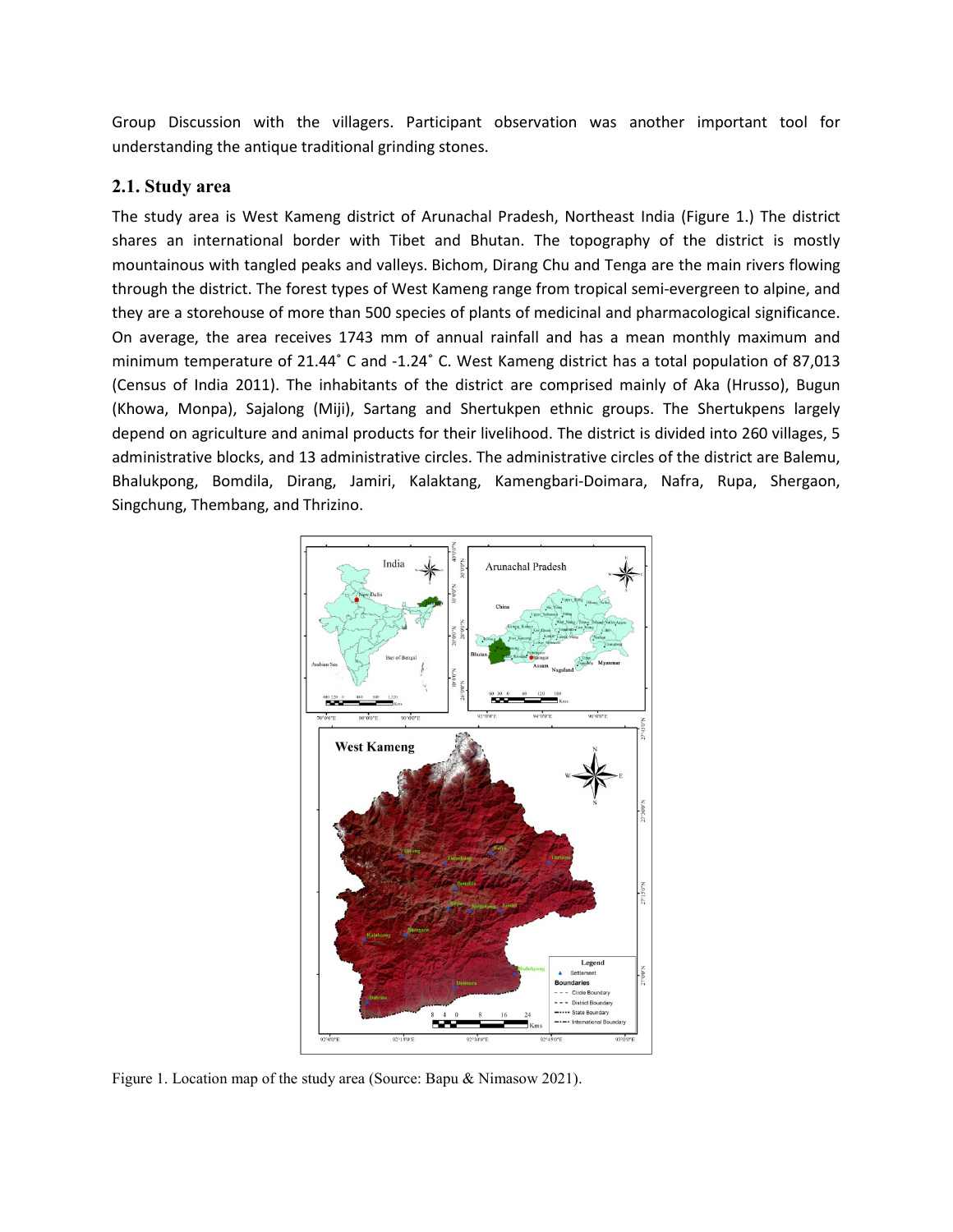Group Discussion with the villagers. Participant observation was another important tool for understanding the antique traditional grinding stones.

## 2.1. Study area

The study area is West Kameng district of Arunachal Pradesh, Northeast India (Figure 1.) The district shares an international border with Tibet and Bhutan. The topography of the district is mostly mountainous with tangled peaks and valleys. Bichom, Dirang Chu and Tenga are the main rivers flowing through the district. The forest types of West Kameng range from tropical semi-evergreen to alpine, and they are a storehouse of more than 500 species of plants of medicinal and pharmacological significance. On average, the area receives 1743 mm of annual rainfall and has a mean monthly maximum and minimum temperature of 21.44˚ C and -1.24˚ C. West Kameng district has a total population of 87,013 (Census of India 2011). The inhabitants of the district are comprised mainly of Aka (Hrusso), Bugun (Khowa, Monpa), Sajalong (Miji), Sartang and Shertukpen ethnic groups. The Shertukpens largely depend on agriculture and animal products for their livelihood. The district is divided into 260 villages, 5 administrative blocks, and 13 administrative circles. The administrative circles of the district are Balemu, Bhalukpong, Bomdila, Dirang, Jamiri, Kalaktang, Kamengbari-Doimara, Nafra, Rupa, Shergaon, Singchung, Thembang, and Thrizino.

Figure 1. Location map of the study area (Source: Bapu & Nimasow 2021).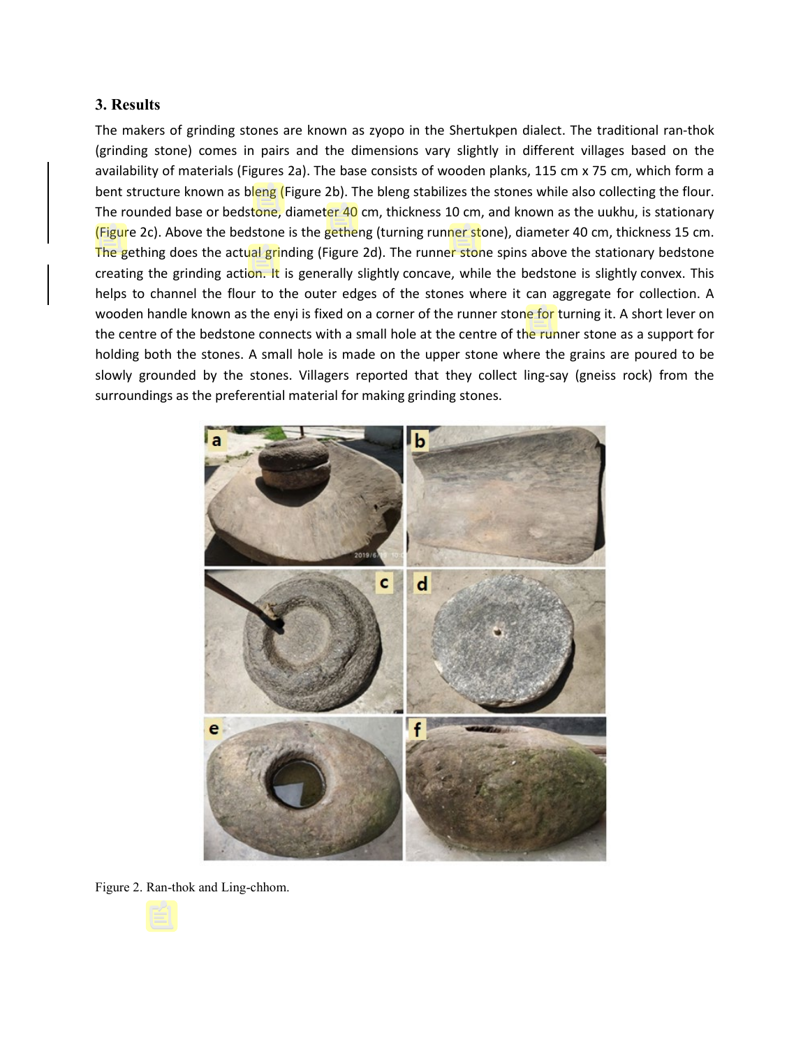### 3. Results

The makers of grinding stones are known as zyopo in the Shertukpen dialect. The traditional ran-thok (grinding stone) comes in pairs and the dimensions vary slightly in different villages based on the availability of materials (Figures 2a). The base consists of wooden planks, 115 cm x 75 cm, which form a bent structure known as bleng (Figure 2b). The bleng stabilizes the stones while also collecting the flour. The rounded base or bedstone, diameter 40 cm, thickness 10 cm, and known as the uukhu, is stationary (Figure 2c). Above the bedstone is the gething (turning runner stone), diameter 40 cm, thickness 15 cm. The gething does the actual grinding (Figure 2d). The runner stone spins above the stationary bedstone creating the grinding action. It is generally slightly concave, while the bedstone is slightly convex. This helps to channel the flour to the outer edges of the stones where it can aggregate for collection. A wooden handle known as the enyi is fixed on a corner of the runner stone for turning it. A short lever on the centre of the bedstone connects with a small hole at the centre of the runner stone as a support for holding both the stones. A small hole is made on the upper stone where the grains are poured to be slowly grounded by the stones. Villagers reported that they collect ling-say (gneiss rock) from the surroundings as the preferential material for making grinding stones.

Figure 2. Ran-thok and Ling-chhom.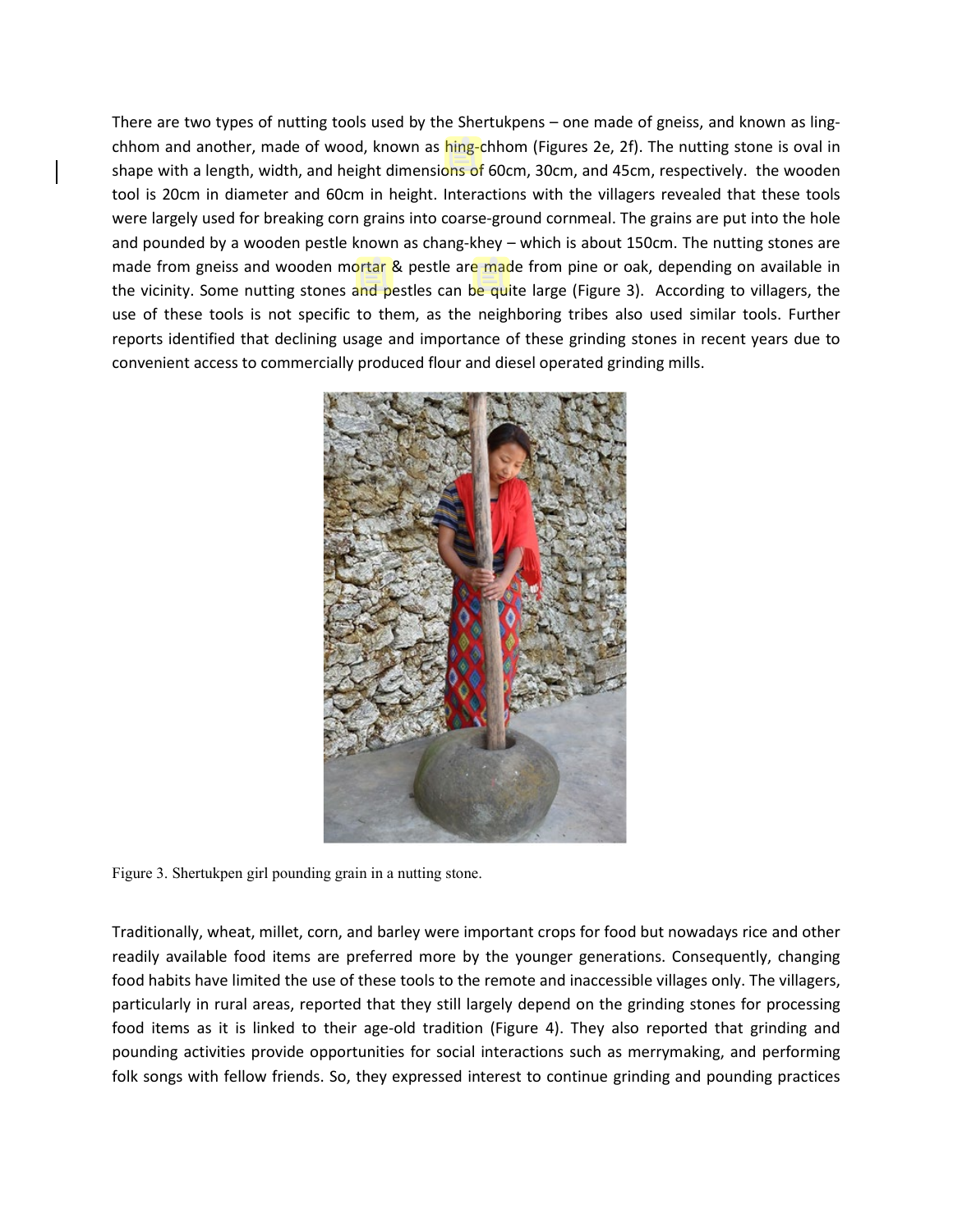There are two types of nutting tools used by the Shertukpens – one made of gneiss, and known as ling-chhom and another, made of wood, known as hing-chhom (Figures 2e, 2f). The nutting stone is oval in shape with a length, width, and height dimensions of 60cm, 30cm, and 45cm, respectively. the wooden tool is 20cm in diameter and 60cm in height. Interactions with the villagers revealed that these tools were largely used for breaking corn grains into coarse-ground cornmeal. The grains are put into the hole and pounded by a wooden pestle known as chang-khey – which is about 150cm. The nutting stones are made from gneiss and wooden mortar & pestle are made from pine or oak, depending on available in the vicinity. Some nutting stones and pestles can be quite large (Figure 3). According to villagers, the use of these tools is not specific to them, as the neighboring tribes also used similar tools. Further reports identified that declining usage and importance of these grinding stones in recent years due to convenient access to commercially produced flour and diesel operated grinding mills.

Figure 3. Shertukpen girl pounding grain in a nutting stone.

Traditionally, wheat, millet, corn, and barley were important crops for food but nowadays rice and other readily available food items are preferred more by the younger generations. Consequently, changing food habits have limited the use of these tools to the remote and inaccessible villages only. The villagers, particularly in rural areas, reported that they still largely depend on the grinding stones for processing food items as it is linked to their age-old tradition (Figure 4). They also reported that grinding and pounding activities provide opportunities for social interactions such as merrymaking, and performing folk songs with fellow friends. So, they expressed interest to continue grinding and pounding practices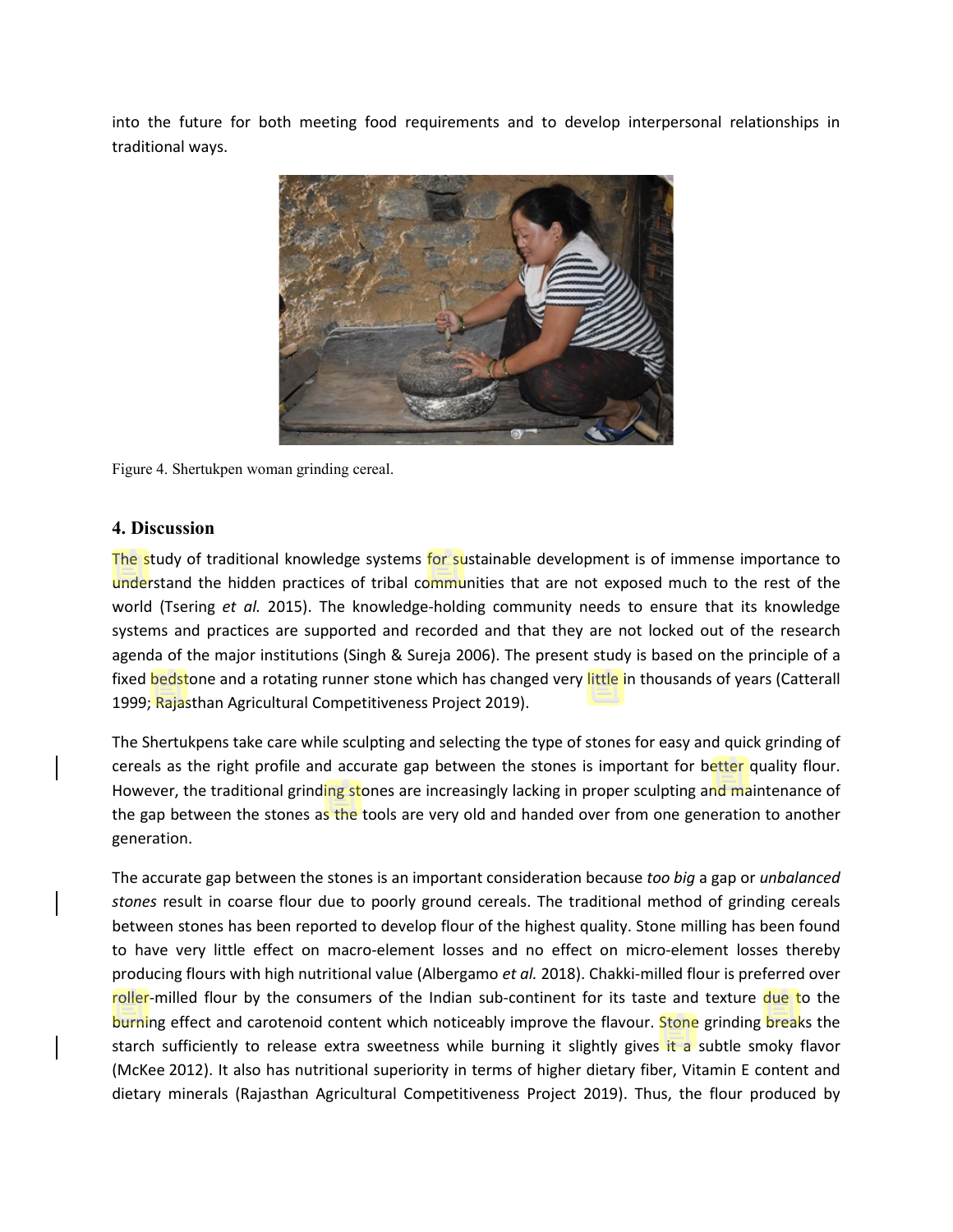into the future for both meeting food requirements and to develop interpersonal relationships in traditional ways.

Figure 4. Shertukpen woman grinding cereal.

## 4. Discussion

The study of traditional knowledge systems for sustainable development is of immense importance to understand the hidden practices of tribal communities that are not exposed much to the rest of the world (Tsering *et al.* 2015). The knowledge-holding community needs to ensure that its knowledge systems and practices are supported and recorded and that they are not locked out of the research agenda of the major institutions (Singh & Sureja 2006). The present study is based on the principle of a fixed bedstone and a rotating runner stone which has changed very little in thousands of years (Catterall 1999; Rajasthan Agricultural Competitiveness Project 2019).

The Shertukpens take care while sculpting and selecting the type of stones for easy and quick grinding of cereals as the right profile and accurate gap between the stones is important for better quality flour. However, the traditional grinding stones are increasingly lacking in proper sculpting and maintenance of the gap between the stones as the tools are very old and handed over from one generation to another generation.

The accurate gap between the stones is an important consideration because *too big* a gap or *unbalanced stones* result in coarse flour due to poorly ground cereals. The traditional method of grinding cereals between stones has been reported to develop flour of the highest quality. Stone milling has been found to have very little effect on macro-element losses and no effect on micro-element losses thereby producing flours with high nutritional value (Albergamo *et al.* 2018). Chakki-milled flour is preferred over roller-milled flour by the consumers of the Indian sub-continent for its taste and texture due to the burning effect and carotenoid content which noticeably improve the flavour. Stone grinding breaks the starch sufficiently to release extra sweetness while burning it slightly gives it a subtle smoky flavor (McKee 2012). It also has nutritional superiority in terms of higher dietary fiber, Vitamin E content and dietary minerals (Rajasthan Agricultural Competitiveness Project 2019). Thus, the flour produced by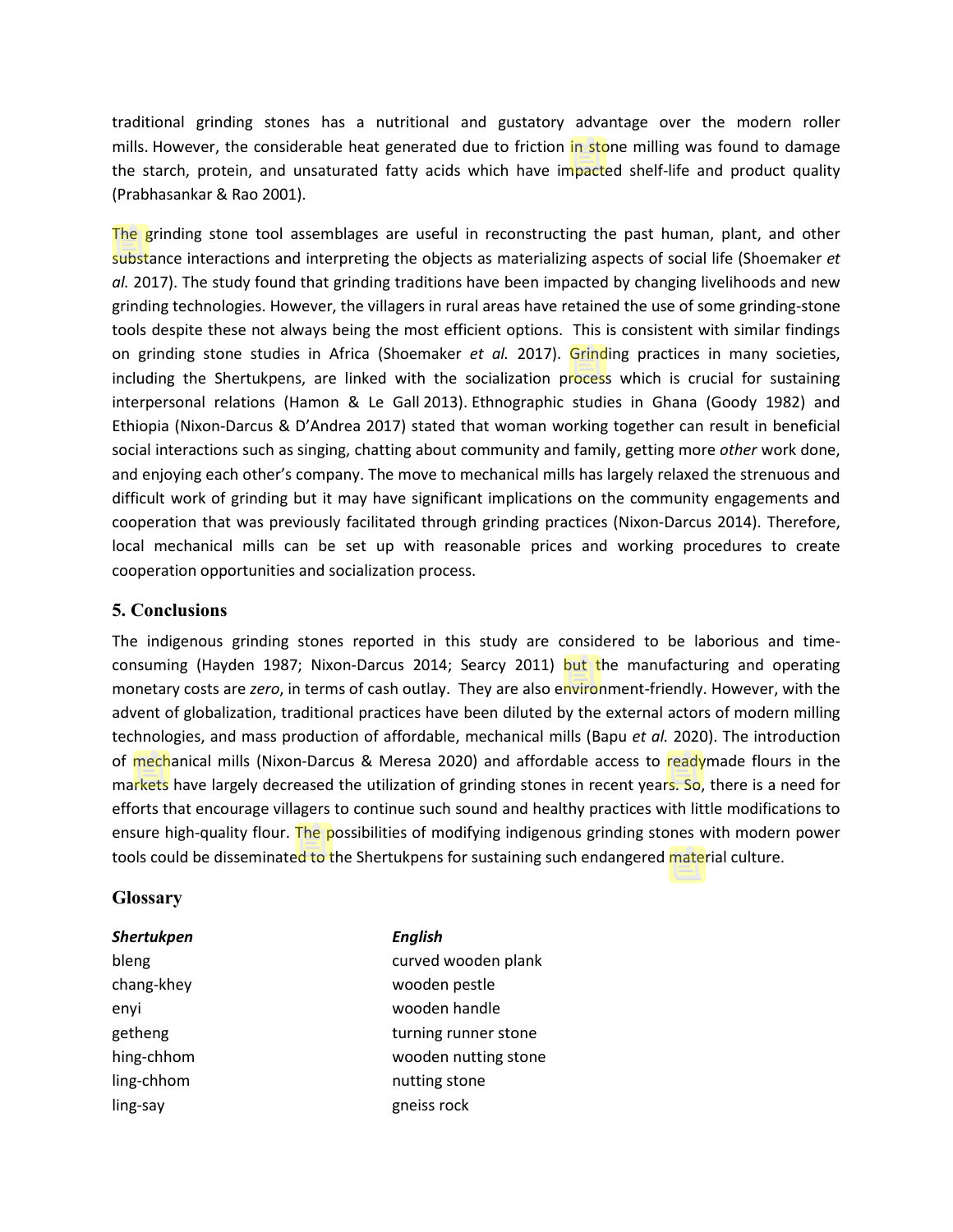traditional grinding stones has a nutritional and gustatory advantage over the modern roller mills. However, the considerable heat generated due to friction in stone milling was found to damage the starch, protein, and unsaturated fatty acids which have impacted shelf-life and product quality (Prabhasankar & Rao 2001).

The grinding stone tool assemblages are useful in reconstructing the past human, plant, and other substance interactions and interpreting the objects as materializing aspects of social life (Shoemaker *et al.* 2017). The study found that grinding traditions have been impacted by changing livelihoods and new grinding technologies. However, the villagers in rural areas have retained the use of some grinding-stone tools despite these not always being the most efficient options. This is consistent with similar findings on grinding stone studies in Africa (Shoemaker *et al.* 2017). Grinding practices in many societies, including the Shertukpens, are linked with the socialization process which is crucial for sustaining interpersonal relations (Hamon & Le Gall 2013). Ethnographic studies in Ghana (Goody 1982) and Ethiopia (Nixon-Darcus & D'Andrea 2017) stated that woman working together can result in beneficial social interactions such as singing, chatting about community and family, getting more *other* work done, and enjoying each other's company. The move to mechanical mills has largely relaxed the strenuous and difficult work of grinding but it may have significant implications on the community engagements and cooperation that was previously facilitated through grinding practices (Nixon-Darcus 2014). Therefore, local mechanical mills can be set up with reasonable prices and working procedures to create cooperation opportunities and socialization process.

## 5. Conclusions

The indigenous grinding stones reported in this study are considered to be laborious and time-consuming (Hayden 1987; Nixon-Darcus 2014; Searcy 2011) but the manufacturing and operating monetary costs are *zero*, in terms of cash outlay. They are also environment-friendly. However, with the advent of globalization, traditional practices have been diluted by the external actors of modern milling technologies, and mass production of affordable, mechanical mills (Bapu *et al.* 2020). The introduction of mechanical mills (Nixon-Darcus & Meresa 2020) and affordable access to readymade flours in the markets have largely decreased the utilization of grinding stones in recent years. So, there is a need for efforts that encourage villagers to continue such sound and healthy practices with little modifications to ensure high-quality flour. The possibilities of modifying indigenous grinding stones with modern power tools could be disseminated to the Shertukpens for sustaining such endangered material culture.

## Glossary

| ***Shertukpen*** | ***English*** |
|---|---|
| bleng | curved wooden plank |
| chang-khey | wooden pestle |
| enyi | wooden handle |
| getheng | turning runner stone |
| hing-chhom | wooden nutting stone |
| ling-chhom | nutting stone |
| ling-say | gneiss rock |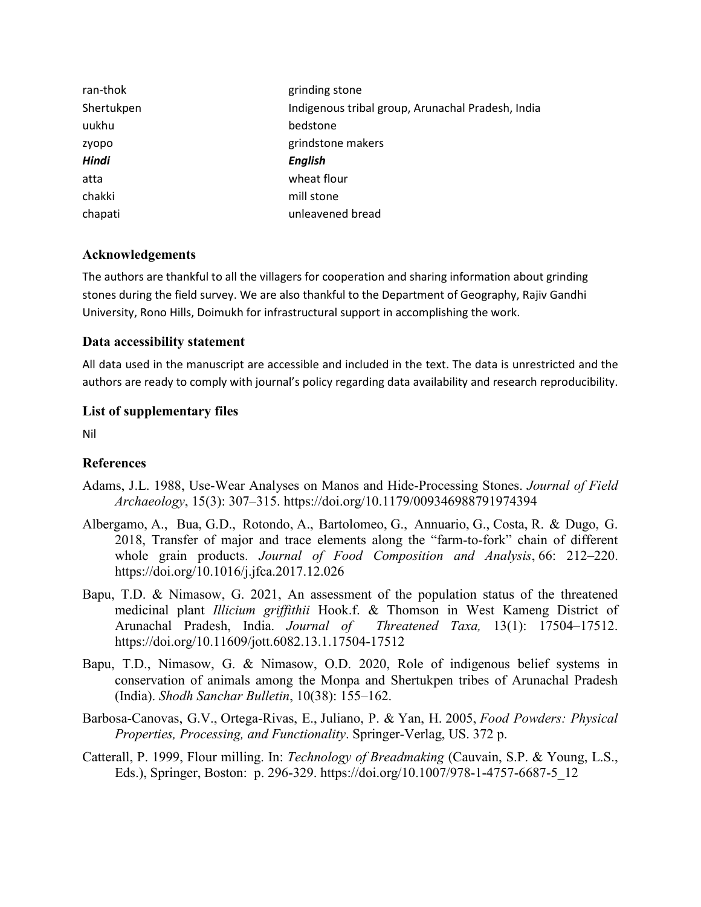| | |
|---|---|
| ran-thok | grinding stone |
| Shertukpen | Indigenous tribal group, Arunachal Pradesh, India |
| uukhu | bedstone |
| zyopo | grindstone makers |
| ***Hindi*** | ***English*** |
| atta | wheat flour |
| chakki | mill stone |
| chapati | unleavened bread |

## Acknowledgements

The authors are thankful to all the villagers for cooperation and sharing information about grinding stones during the field survey. We are also thankful to the Department of Geography, Rajiv Gandhi University, Rono Hills, Doimukh for infrastructural support in accomplishing the work.

## Data accessibility statement

All data used in the manuscript are accessible and included in the text. The data is unrestricted and the authors are ready to comply with journal's policy regarding data availability and research reproducibility.

## List of supplementary files

Nil

## References

Adams, J.L. 1988, Use-Wear Analyses on Manos and Hide-Processing Stones. *Journal of Field Archaeology*, 15(3): 307–315. https://doi.org/10.1179/009346988791974394

Albergamo, A., Bua, G.D., Rotondo, A., Bartolomeo, G., Annuario, G., Costa, R. & Dugo, G. 2018, Transfer of major and trace elements along the "farm-to-fork" chain of different whole grain products. *Journal of Food Composition and Analysis*, 66: 212–220. https://doi.org/10.1016/j.jfca.2017.12.026

Bapu, T.D. & Nimasow, G. 2021, An assessment of the population status of the threatened medicinal plant *Illicium griffithii* Hook.f. & Thomson in West Kameng District of Arunachal Pradesh, India. *Journal of Threatened Taxa,* 13(1): 17504–17512. https://doi.org/10.11609/jott.6082.13.1.17504-17512

Bapu, T.D., Nimasow, G. & Nimasow, O.D. 2020, Role of indigenous belief systems in conservation of animals among the Monpa and Shertukpen tribes of Arunachal Pradesh (India). *Shodh Sanchar Bulletin*, 10(38): 155–162.

Barbosa-Canovas, G.V., Ortega-Rivas, E., Juliano, P. & Yan, H. 2005, *Food Powders: Physical Properties, Processing, and Functionality*. Springer-Verlag, US. 372 p.

Catterall, P. 1999, Flour milling. In: *Technology of Breadmaking* (Cauvain, S.P. & Young, L.S., Eds.), Springer, Boston: p. 296-329. https://doi.org/10.1007/978-1-4757-6687-5_12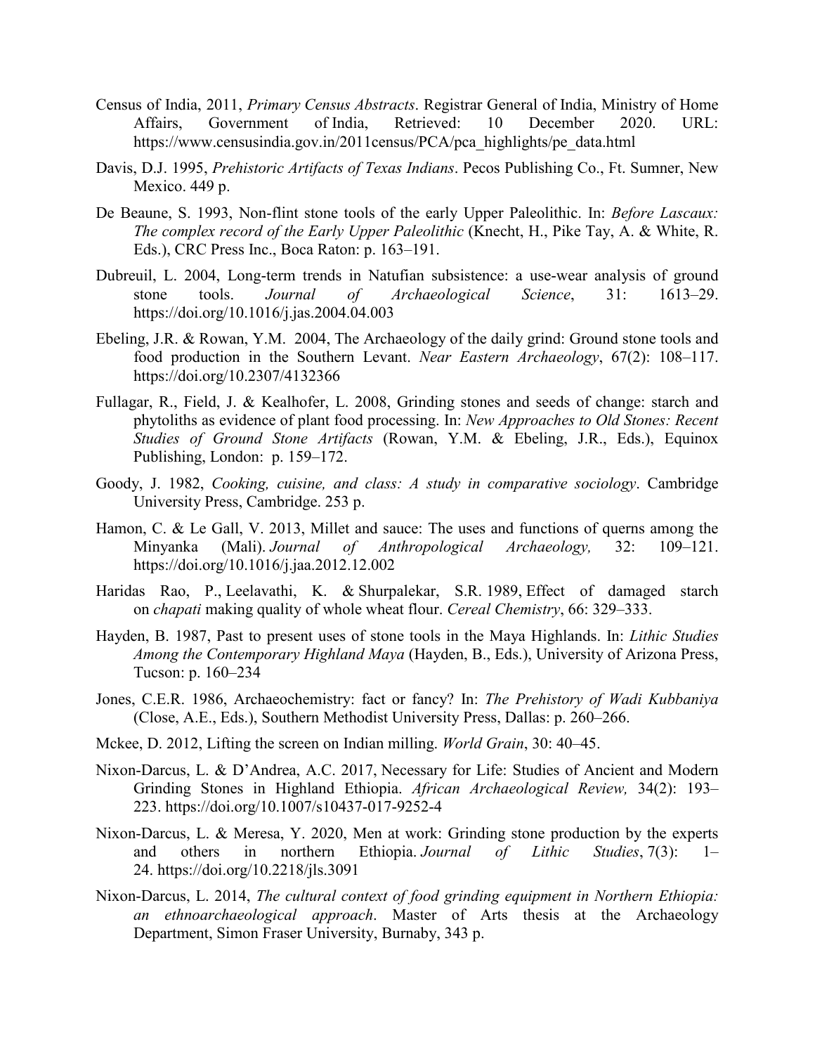Census of India, 2011, *Primary Census Abstracts*. Registrar General of India, Ministry of Home Affairs, Government of India, Retrieved: 10 December 2020. URL: https://www.censusindia.gov.in/2011census/PCA/pca_highlights/pe_data.html

Davis, D.J. 1995, *Prehistoric Artifacts of Texas Indians*. Pecos Publishing Co., Ft. Sumner, New Mexico. 449 p.

De Beaune, S. 1993, Non-flint stone tools of the early Upper Paleolithic. In: *Before Lascaux: The complex record of the Early Upper Paleolithic* (Knecht, H., Pike Tay, A. & White, R. Eds.), CRC Press Inc., Boca Raton: p. 163–191.

Dubreuil, L. 2004, Long-term trends in Natufian subsistence: a use-wear analysis of ground stone tools. *Journal of Archaeological Science*, 31: 1613–29. https://doi.org/10.1016/j.jas.2004.04.003

Ebeling, J.R. & Rowan, Y.M. 2004, The Archaeology of the daily grind: Ground stone tools and food production in the Southern Levant. *Near Eastern Archaeology*, 67(2): 108–117. https://doi.org/10.2307/4132366

Fullagar, R., Field, J. & Kealhofer, L. 2008, Grinding stones and seeds of change: starch and phytoliths as evidence of plant food processing. In: *New Approaches to Old Stones: Recent Studies of Ground Stone Artifacts* (Rowan, Y.M. & Ebeling, J.R., Eds.), Equinox Publishing, London: p. 159–172.

Goody, J. 1982, *Cooking, cuisine, and class: A study in comparative sociology*. Cambridge University Press, Cambridge. 253 p.

Hamon, C. & Le Gall, V. 2013, Millet and sauce: The uses and functions of querns among the Minyanka (Mali). *Journal of Anthropological Archaeology,* 32: 109–121. https://doi.org/10.1016/j.jaa.2012.12.002

Haridas Rao, P., Leelavathi, K. & Shurpalekar, S.R. 1989, Effect of damaged starch on *chapati* making quality of whole wheat flour. *Cereal Chemistry*, 66: 329–333.

Hayden, B. 1987, Past to present uses of stone tools in the Maya Highlands. In: *Lithic Studies Among the Contemporary Highland Maya* (Hayden, B., Eds.), University of Arizona Press, Tucson: p. 160–234

Jones, C.E.R. 1986, Archaeochemistry: fact or fancy? In: *The Prehistory of Wadi Kubbaniya* (Close, A.E., Eds.), Southern Methodist University Press, Dallas: p. 260–266.

Mckee, D. 2012, Lifting the screen on Indian milling. *World Grain*, 30: 40–45.

Nixon-Darcus, L. & D'Andrea, A.C. 2017, Necessary for Life: Studies of Ancient and Modern Grinding Stones in Highland Ethiopia. *African Archaeological Review,* 34(2): 193–223. https://doi.org/10.1007/s10437-017-9252-4

Nixon-Darcus, L. & Meresa, Y. 2020, Men at work: Grinding stone production by the experts and others in northern Ethiopia. *Journal of Lithic Studies*, 7(3): 1–24. https://doi.org/10.2218/jls.3091

Nixon-Darcus, L. 2014, *The cultural context of food grinding equipment in Northern Ethiopia: an ethnoarchaeological approach*. Master of Arts thesis at the Archaeology Department, Simon Fraser University, Burnaby, 343 p.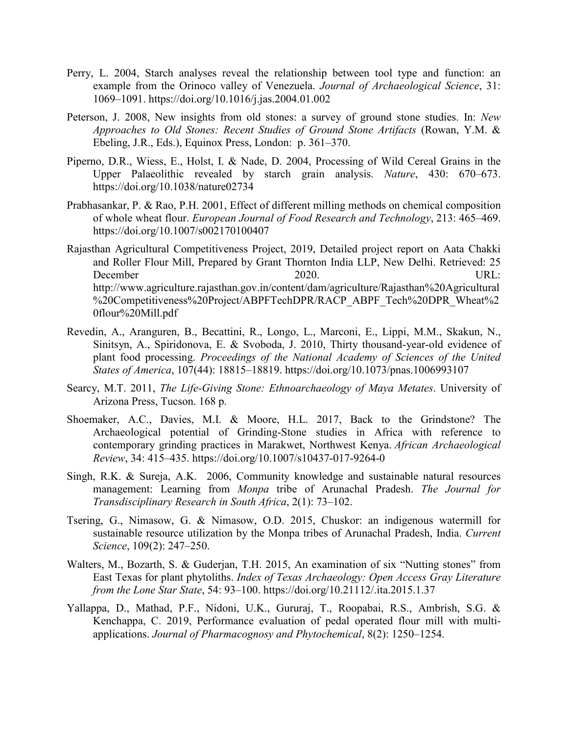Perry, L. 2004, Starch analyses reveal the relationship between tool type and function: an example from the Orinoco valley of Venezuela. *Journal of Archaeological Science*, 31: 1069–1091. https://doi.org/10.1016/j.jas.2004.01.002

Peterson, J. 2008, New insights from old stones: a survey of ground stone studies. In: *New Approaches to Old Stones: Recent Studies of Ground Stone Artifacts* (Rowan, Y.M. & Ebeling, J.R., Eds.), Equinox Press, London: p. 361–370.

Piperno, D.R., Wiess, E., Holst, I. & Nade, D. 2004, Processing of Wild Cereal Grains in the Upper Palaeolithic revealed by starch grain analysis. *Nature*, 430: 670–673. https://doi.org/10.1038/nature02734

Prabhasankar, P. & Rao, P.H. 2001, Effect of different milling methods on chemical composition of whole wheat flour. *European Journal of Food Research and Technology*, 213: 465–469. https://doi.org/10.1007/s002170100407

Rajasthan Agricultural Competitiveness Project, 2019, Detailed project report on Aata Chakki and Roller Flour Mill, Prepared by Grant Thornton India LLP, New Delhi. Retrieved: 25 December 2020. URL: http://www.agriculture.rajasthan.gov.in/content/dam/agriculture/Rajasthan%20Agricultural%20Competitiveness%20Project/ABPFTechDPR/RACP_ABPF_Tech%20DPR_Wheat%20flour%20Mill.pdf

Revedin, A., Aranguren, B., Becattini, R., Longo, L., Marconi, E., Lippi, M.M., Skakun, N., Sinitsyn, A., Spiridonova, E. & Svoboda, J. 2010, Thirty thousand-year-old evidence of plant food processing. *Proceedings of the National Academy of Sciences of the United States of America*, 107(44): 18815–18819. https://doi.org/10.1073/pnas.1006993107

Searcy, M.T. 2011, *The Life-Giving Stone: Ethnoarchaeology of Maya Metates*. University of Arizona Press, Tucson. 168 p.

Shoemaker, A.C., Davies, M.I. & Moore, H.L. 2017, Back to the Grindstone? The Archaeological potential of Grinding-Stone studies in Africa with reference to contemporary grinding practices in Marakwet, Northwest Kenya. *African Archaeological Review*, 34: 415–435. https://doi.org/10.1007/s10437-017-9264-0

Singh, R.K. & Sureja, A.K. 2006, Community knowledge and sustainable natural resources management: Learning from *Monpa* tribe of Arunachal Pradesh. *The Journal for Transdisciplinary Research in South Africa*, 2(1): 73–102.

Tsering, G., Nimasow, G. & Nimasow, O.D. 2015, Chuskor: an indigenous watermill for sustainable resource utilization by the Monpa tribes of Arunachal Pradesh, India. *Current Science*, 109(2): 247–250.

Walters, M., Bozarth, S. & Guderjan, T.H. 2015, An examination of six "Nutting stones" from East Texas for plant phytoliths. *Index of Texas Archaeology: Open Access Gray Literature from the Lone Star State*, 54: 93–100. https://doi.org/10.21112/.ita.2015.1.37

Yallappa, D., Mathad, P.F., Nidoni, U.K., Gururaj, T., Roopabai, R.S., Ambrish, S.G. & Kenchappa, C. 2019, Performance evaluation of pedal operated flour mill with multi-applications. *Journal of Pharmacognosy and Phytochemical*, 8(2): 1250–1254.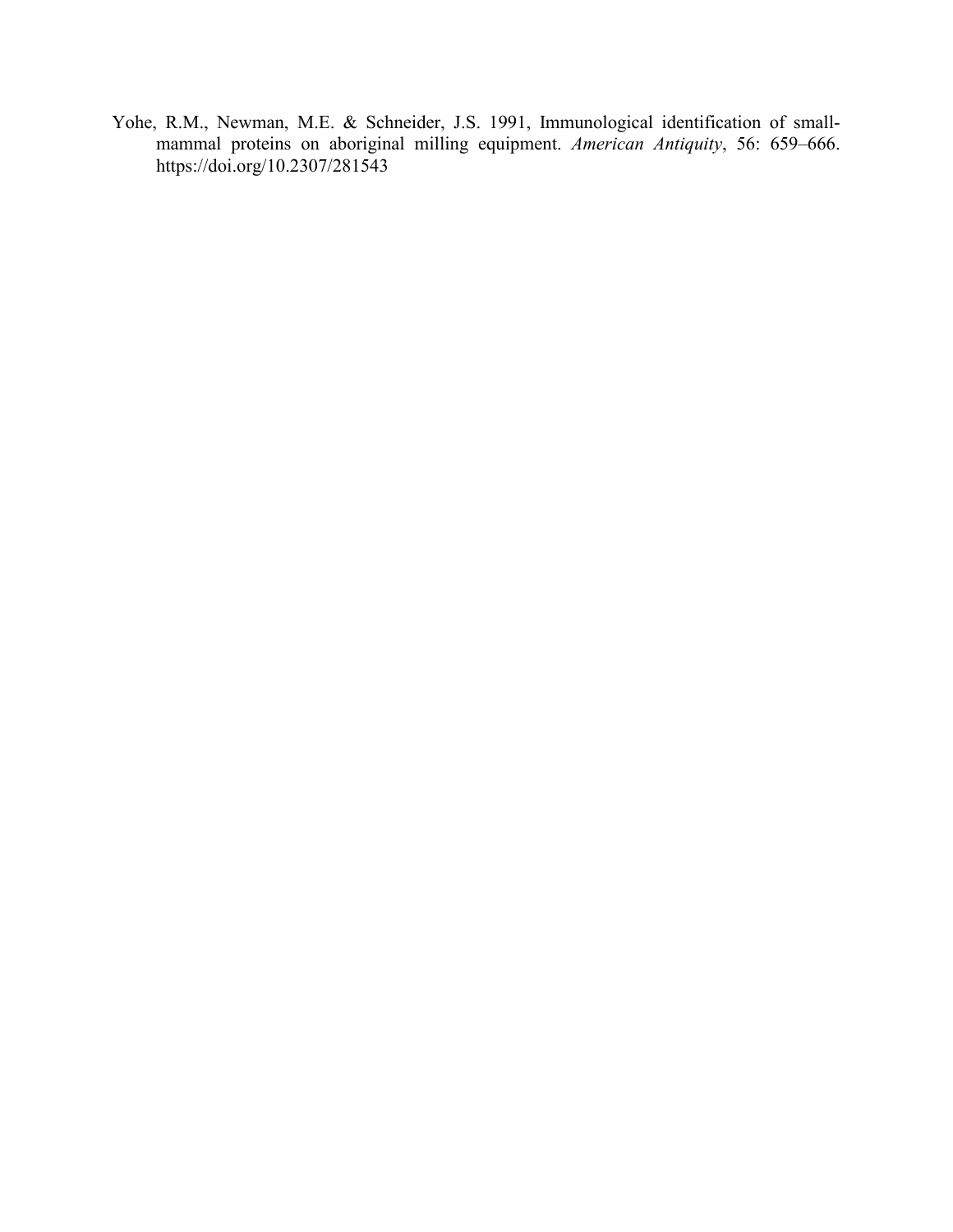Yohe, R.M., Newman, M.E. & Schneider, J.S. 1991, Immunological identification of small-mammal proteins on aboriginal milling equipment. *American Antiquity*, 56: 659–666. https://doi.org/10.2307/281543